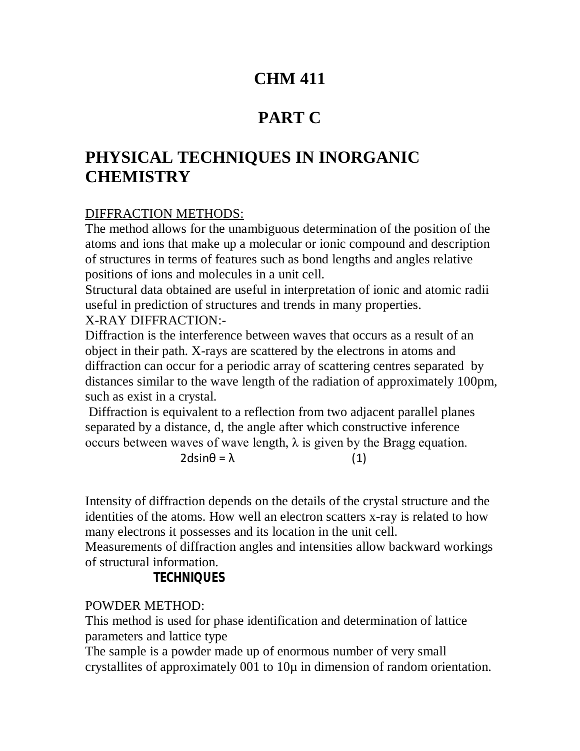# CHM 411

# PART C

# PHYSICAL TECHNIQUES IN INORGANIC CHEMISTRY

DIFFRACTION METHODS:

The method allows for the unambiguous determination of the position of the atoms and ions that make up a molecular or ionic compound and description of structures in terms of features such as bond lengths and angles relative positions of ions and molecules in a unit cell.

Structural data obtained are useful in interpretation of ionic and atomic radii useful in prediction of structures and trends in many properties.

X-RAY DIFFRACTION:-

Diffraction is the interference between waves that occurs as a result of an object in their path. X-rays are scattered by the electrons in atoms and diffraction can occur for a periodic array of scattering centres separated by distances similar to the wave length of the radiation of approximately 100pm, such as exist in a crystal.

Diffraction is equivalent to a reflection from two adjacent parallel planes separated by a distance, d, the angle after which constructive inference occurs between waves of wave length, $\lambda$ is given by the Bragg equation.

$$2d\sin\theta = \lambda \qquad (1)$$

Intensity of diffraction depends on the details of the crystal structure and the identities of the atoms. How well an electron scatters x-ray is related to how many electrons it possesses and its location in the unit cell.

Measurements of diffraction angles and intensities allow backward workings of structural information.

**TECHNIQUES**

POWDER METHOD:

This method is used for phase identification and determination of lattice parameters and lattice type

The sample is a powder made up of enormous number of very small crystallites of approximately 001 to 10μ in dimension of random orientation.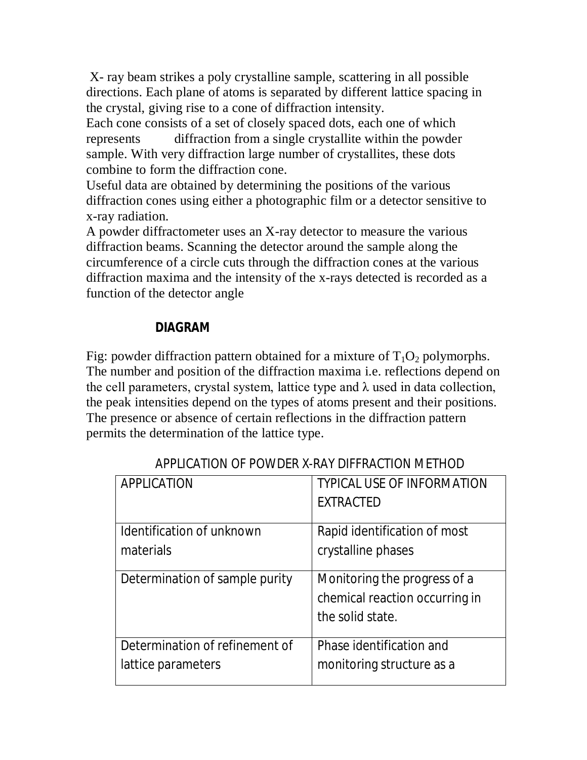X- ray beam strikes a poly crystalline sample, scattering in all possible directions. Each plane of atoms is separated by different lattice spacing in the crystal, giving rise to a cone of diffraction intensity.

Each cone consists of a set of closely spaced dots, each one of which represents diffraction from a single crystallite within the powder sample. With very diffraction large number of crystallites, these dots combine to form the diffraction cone.

Useful data are obtained by determining the positions of the various diffraction cones using either a photographic film or a detector sensitive to x-ray radiation.

A powder diffractometer uses an X-ray detector to measure the various diffraction beams. Scanning the detector around the sample along the circumference of a circle cuts through the diffraction cones at the various diffraction maxima and the intensity of the x-rays detected is recorded as a function of the detector angle

**DIAGRAM**

Fig: powder diffraction pattern obtained for a mixture of $T_1O_2$ polymorphs. The number and position of the diffraction maxima i.e. reflections depend on the cell parameters, crystal system, lattice type and $\lambda$ used in data collection, the peak intensities depend on the types of atoms present and their positions. The presence or absence of certain reflections in the diffraction pattern permits the determination of the lattice type.

APPLICATION OF POWDER X-RAY DIFFRACTION METHOD

| APPLICATION | TYPICAL USE OF INFORMATION EXTRACTED |
|---|---|
| Identification of unknown materials | Rapid identification of most crystalline phases |
| Determination of sample purity | Monitoring the progress of a chemical reaction occurring in the solid state. |
| Determination of refinement of lattice parameters | Phase identification and monitoring structure as a |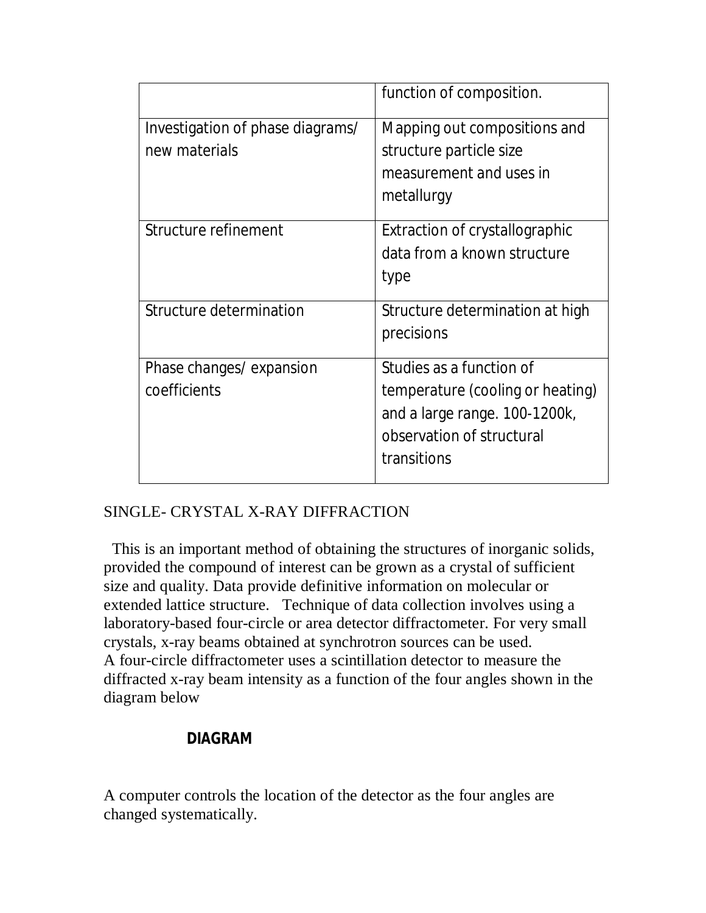|  |  |
| --- | --- |
|  | function of composition. |
| Investigation of phase diagrams/ new materials | Mapping out compositions and structure particle size measurement and uses in metallurgy |
| Structure refinement | Extraction of crystallographic data from a known structure type |
| Structure determination | Structure determination at high precisions |
| Phase changes/ expansion coefficients | Studies as a function of temperature (cooling or heating) and a large range. 100-1200k, observation of structural transitions |

## SINGLE- CRYSTAL X-RAY DIFFRACTION

This is an important method of obtaining the structures of inorganic solids, provided the compound of interest can be grown as a crystal of sufficient size and quality. Data provide definitive information on molecular or extended lattice structure. Technique of data collection involves using a laboratory-based four-circle or area detector diffractometer. For very small crystals, x-ray beams obtained at synchrotron sources can be used.
A four-circle diffractometer uses a scintillation detector to measure the diffracted x-ray beam intensity as a function of the four angles shown in the diagram below

**DIAGRAM**

A computer controls the location of the detector as the four angles are changed systematically.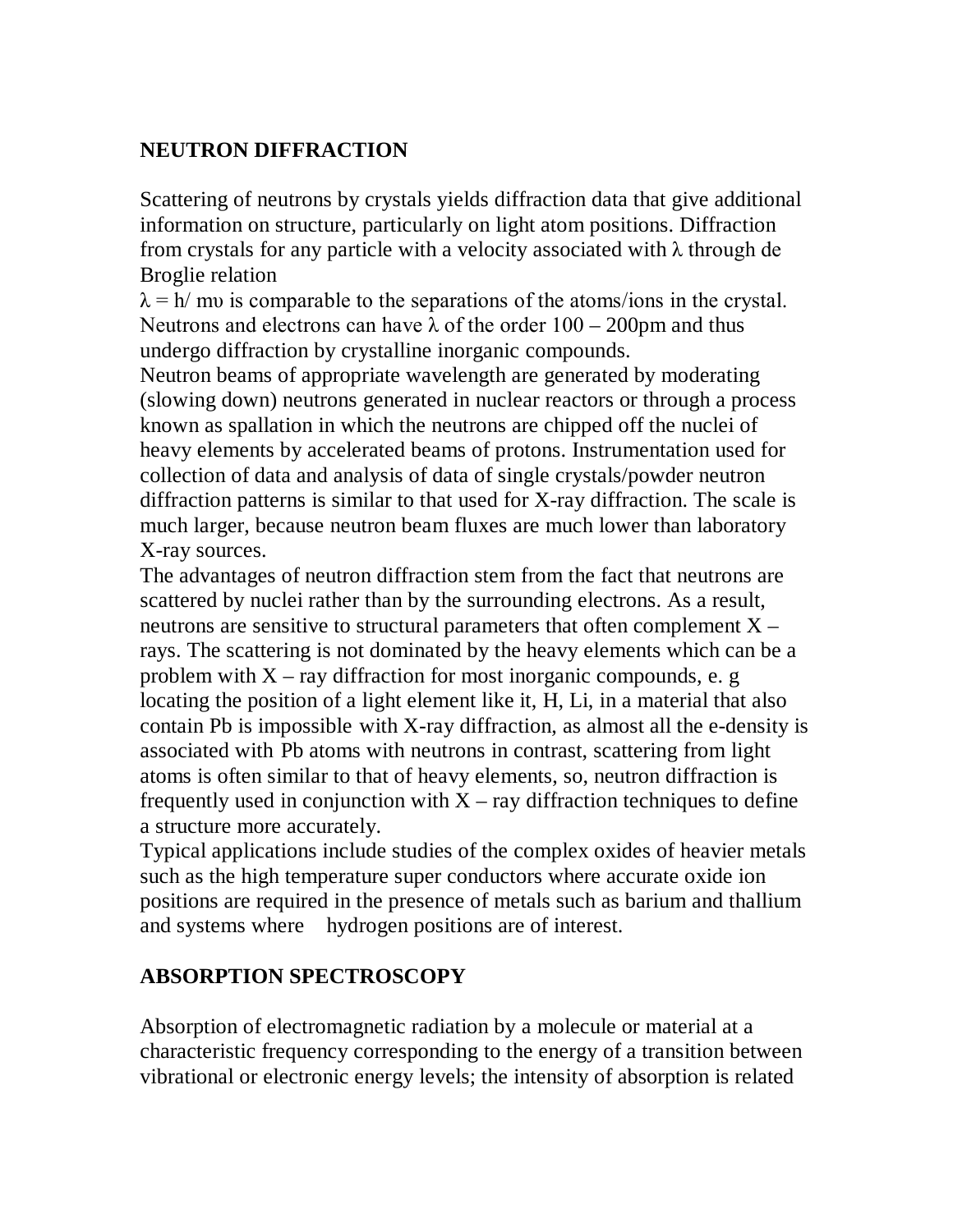## NEUTRON DIFFRACTION

Scattering of neutrons by crystals yields diffraction data that give additional information on structure, particularly on light atom positions. Diffraction from crystals for any particle with a velocity associated with λ through de Broglie relation

$\lambda = h/ m\upsilon$ is comparable to the separations of the atoms/ions in the crystal. Neutrons and electrons can have λ of the order 100 – 200pm and thus undergo diffraction by crystalline inorganic compounds.

Neutron beams of appropriate wavelength are generated by moderating (slowing down) neutrons generated in nuclear reactors or through a process known as spallation in which the neutrons are chipped off the nuclei of heavy elements by accelerated beams of protons. Instrumentation used for collection of data and analysis of data of single crystals/powder neutron diffraction patterns is similar to that used for X-ray diffraction. The scale is much larger, because neutron beam fluxes are much lower than laboratory X-ray sources.

The advantages of neutron diffraction stem from the fact that neutrons are scattered by nuclei rather than by the surrounding electrons. As a result, neutrons are sensitive to structural parameters that often complement X – rays. The scattering is not dominated by the heavy elements which can be a problem with X – ray diffraction for most inorganic compounds, e. g locating the position of a light element like it, H, Li, in a material that also contain Pb is impossible with X-ray diffraction, as almost all the e-density is associated with Pb atoms with neutrons in contrast, scattering from light atoms is often similar to that of heavy elements, so, neutron diffraction is frequently used in conjunction with X – ray diffraction techniques to define a structure more accurately.

Typical applications include studies of the complex oxides of heavier metals such as the high temperature super conductors where accurate oxide ion positions are required in the presence of metals such as barium and thallium and systems where hydrogen positions are of interest.

## ABSORPTION SPECTROSCOPY

Absorption of electromagnetic radiation by a molecule or material at a characteristic frequency corresponding to the energy of a transition between vibrational or electronic energy levels; the intensity of absorption is related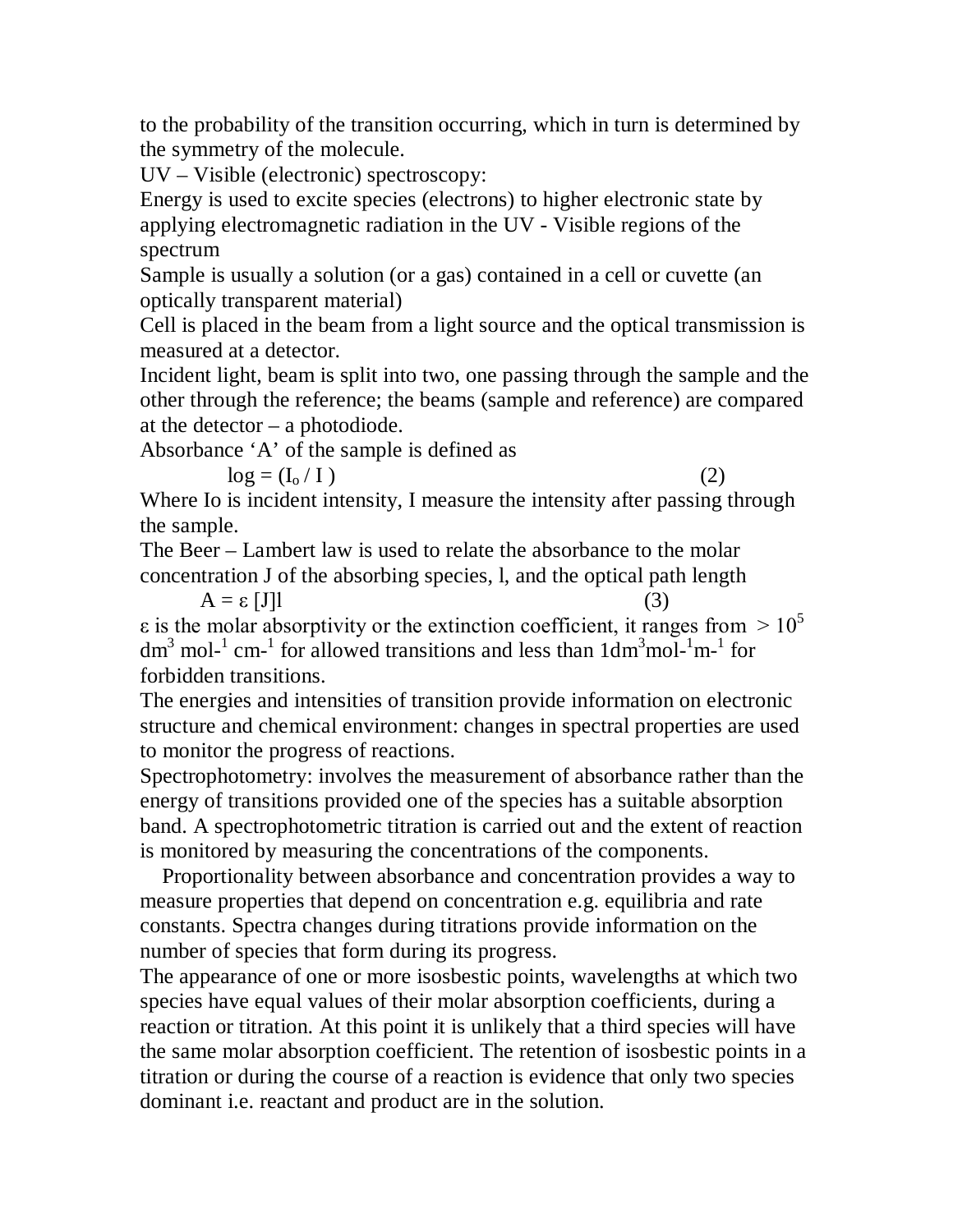to the probability of the transition occurring, which in turn is determined by the symmetry of the molecule.

UV – Visible (electronic) spectroscopy:

Energy is used to excite species (electrons) to higher electronic state by applying electromagnetic radiation in the UV - Visible regions of the spectrum

Sample is usually a solution (or a gas) contained in a cell or cuvette (an optically transparent material)

Cell is placed in the beam from a light source and the optical transmission is measured at a detector.

Incident light, beam is split into two, one passing through the sample and the other through the reference; the beams (sample and reference) are compared at the detector – a photodiode.

Absorbance 'A' of the sample is defined as

$$\log = (I_o / I) \qquad (2)$$

Where Io is incident intensity, I measure the intensity after passing through the sample.

The Beer – Lambert law is used to relate the absorbance to the molar concentration J of the absorbing species, l, and the optical path length

$$A = \varepsilon [J]l \qquad (3)$$

$\varepsilon$ is the molar absorptivity or the extinction coefficient, it ranges from $> 10^5$ $dm^3$ $mol^{-1}$ $cm^{-1}$ for allowed transitions and less than $1dm^3mol^{-1}m^{-1}$ for forbidden transitions.

The energies and intensities of transition provide information on electronic structure and chemical environment: changes in spectral properties are used to monitor the progress of reactions.

Spectrophotometry: involves the measurement of absorbance rather than the energy of transitions provided one of the species has a suitable absorption band. A spectrophotometric titration is carried out and the extent of reaction is monitored by measuring the concentrations of the components.

Proportionality between absorbance and concentration provides a way to measure properties that depend on concentration e.g. equilibria and rate constants. Spectra changes during titrations provide information on the number of species that form during its progress.

The appearance of one or more isosbestic points, wavelengths at which two species have equal values of their molar absorption coefficients, during a reaction or titration. At this point it is unlikely that a third species will have the same molar absorption coefficient. The retention of isosbestic points in a titration or during the course of a reaction is evidence that only two species dominant i.e. reactant and product are in the solution.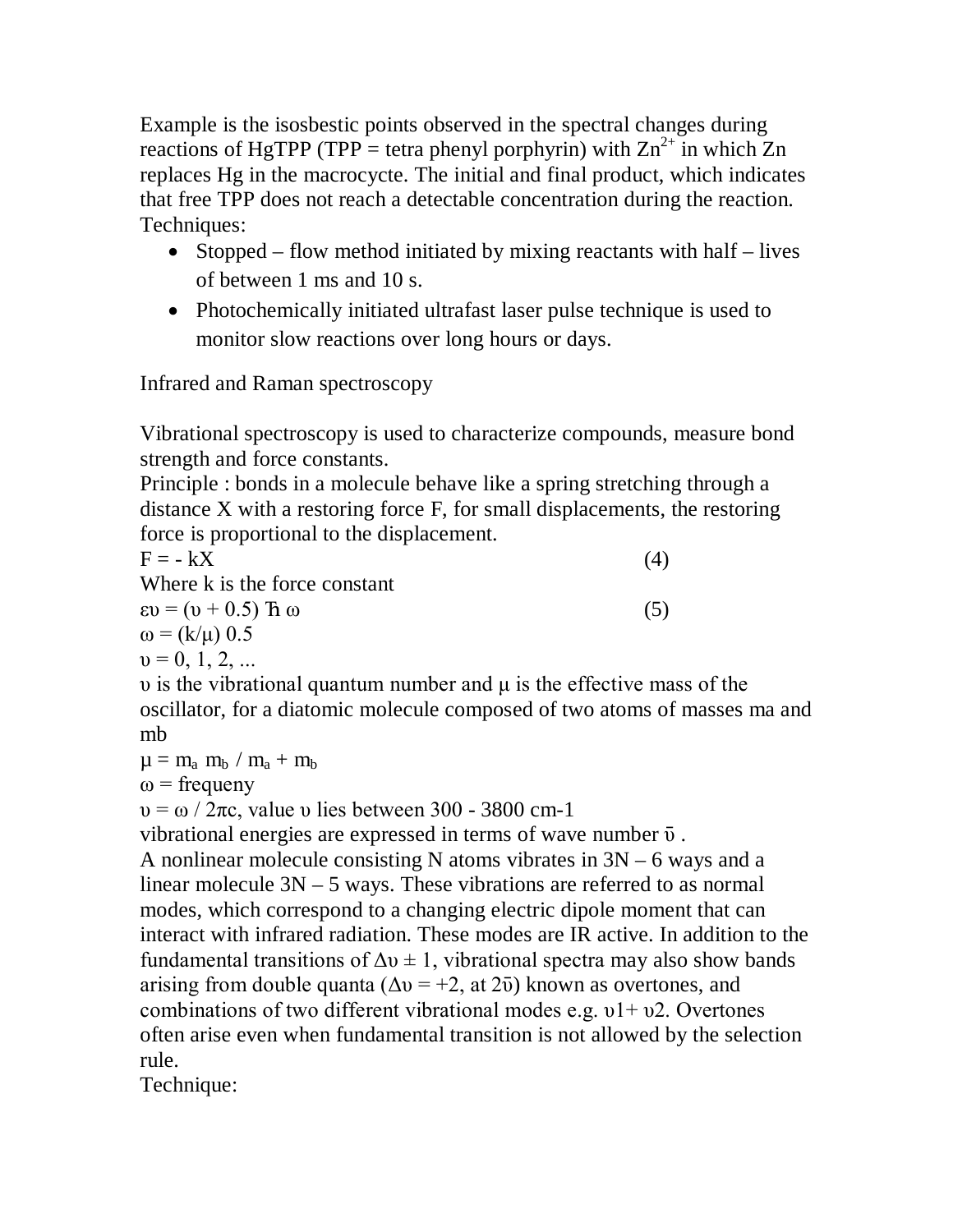Example is the isosbestic points observed in the spectral changes during reactions of HgTPP (TPP = tetra phenyl porphyrin) with $Zn^{2+}$ in which Zn replaces Hg in the macrocycte. The initial and final product, which indicates that free TPP does not reach a detectable concentration during the reaction.
Techniques:

- Stopped – flow method initiated by mixing reactants with half – lives of between 1 ms and 10 s.
- Photochemically initiated ultrafast laser pulse technique is used to monitor slow reactions over long hours or days.

Infrared and Raman spectroscopy

Vibrational spectroscopy is used to characterize compounds, measure bond strength and force constants.
Principle : bonds in a molecule behave like a spring stretching through a distance X with a restoring force F, for small displacements, the restoring force is proportional to the displacement.

$$F = - kX \qquad (4)$$

Where k is the force constant

$$\varepsilon_\upsilon = (\upsilon + 0.5)\, \hbar\, \omega \qquad (5)$$

$\omega = (k/\mu)\ 0.5$

$\upsilon = 0, 1, 2, ...$

$\upsilon$ is the vibrational quantum number and $\mu$ is the effective mass of the oscillator, for a diatomic molecule composed of two atoms of masses ma and mb

$\mu = m_a\ m_b\ /\ m_a + m_b$

$\omega$ = frequeny

$\upsilon = \omega / 2\pi c$, value $\upsilon$ lies between 300 - 3800 cm-1

vibrational energies are expressed in terms of wave number $\bar{\upsilon}$ .

A nonlinear molecule consisting N atoms vibrates in 3N – 6 ways and a linear molecule 3N – 5 ways. These vibrations are referred to as normal modes, which correspond to a changing electric dipole moment that can interact with infrared radiation. These modes are IR active. In addition to the fundamental transitions of $\Delta\upsilon \pm 1$, vibrational spectra may also show bands arising from double quanta ($\Delta\upsilon = +2$, at $2\bar{\upsilon}$) known as overtones, and combinations of two different vibrational modes e.g. $\upsilon 1 + \upsilon 2$. Overtones often arise even when fundamental transition is not allowed by the selection rule.
Technique: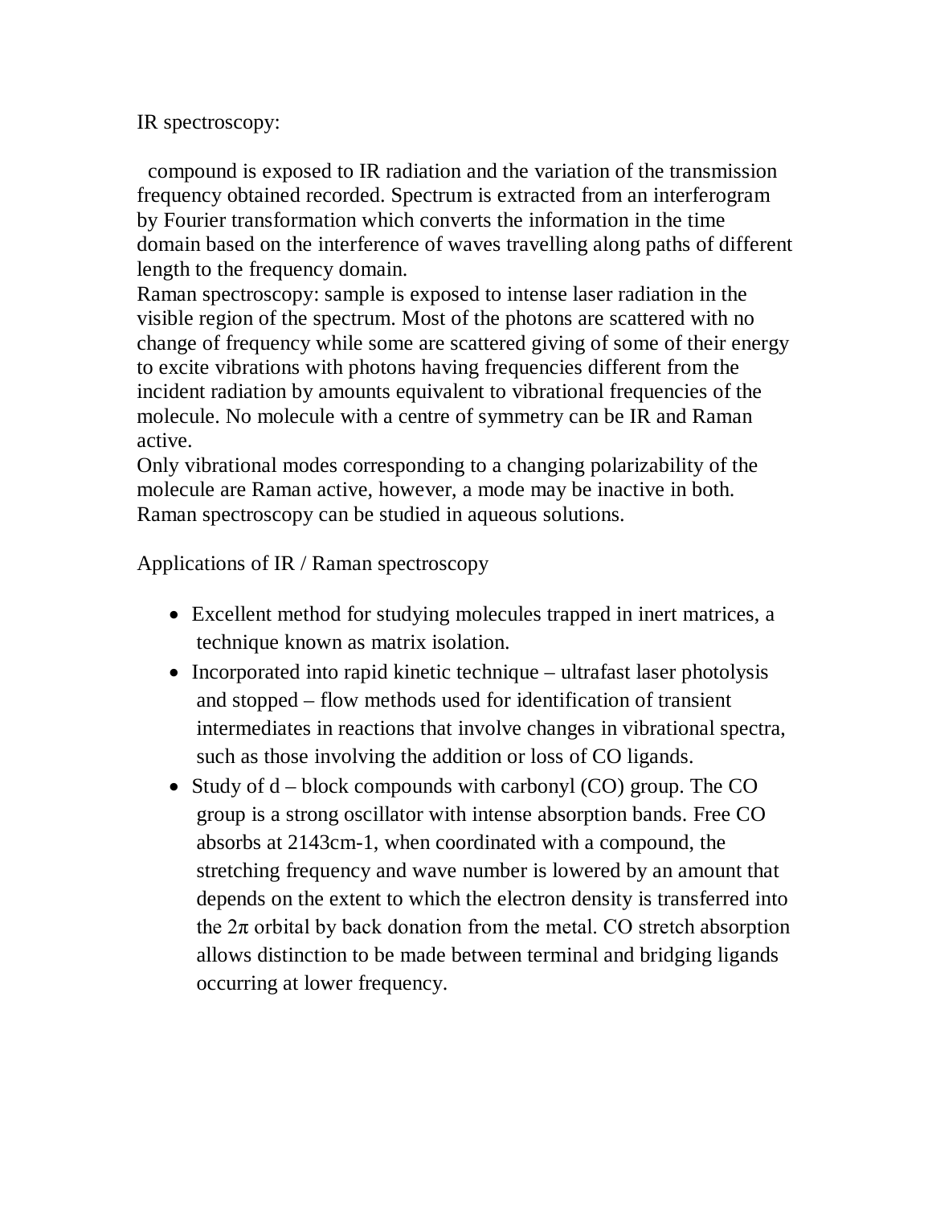IR spectroscopy:

compound is exposed to IR radiation and the variation of the transmission frequency obtained recorded. Spectrum is extracted from an interferogram by Fourier transformation which converts the information in the time domain based on the interference of waves travelling along paths of different length to the frequency domain.

Raman spectroscopy: sample is exposed to intense laser radiation in the visible region of the spectrum. Most of the photons are scattered with no change of frequency while some are scattered giving of some of their energy to excite vibrations with photons having frequencies different from the incident radiation by amounts equivalent to vibrational frequencies of the molecule. No molecule with a centre of symmetry can be IR and Raman active.

Only vibrational modes corresponding to a changing polarizability of the molecule are Raman active, however, a mode may be inactive in both. Raman spectroscopy can be studied in aqueous solutions.

Applications of IR / Raman spectroscopy

- Excellent method for studying molecules trapped in inert matrices, a technique known as matrix isolation.
- Incorporated into rapid kinetic technique – ultrafast laser photolysis and stopped – flow methods used for identification of transient intermediates in reactions that involve changes in vibrational spectra, such as those involving the addition or loss of CO ligands.
- Study of d – block compounds with carbonyl (CO) group. The CO group is a strong oscillator with intense absorption bands. Free CO absorbs at 2143cm-1, when coordinated with a compound, the stretching frequency and wave number is lowered by an amount that depends on the extent to which the electron density is transferred into the $2\pi$ orbital by back donation from the metal. CO stretch absorption allows distinction to be made between terminal and bridging ligands occurring at lower frequency.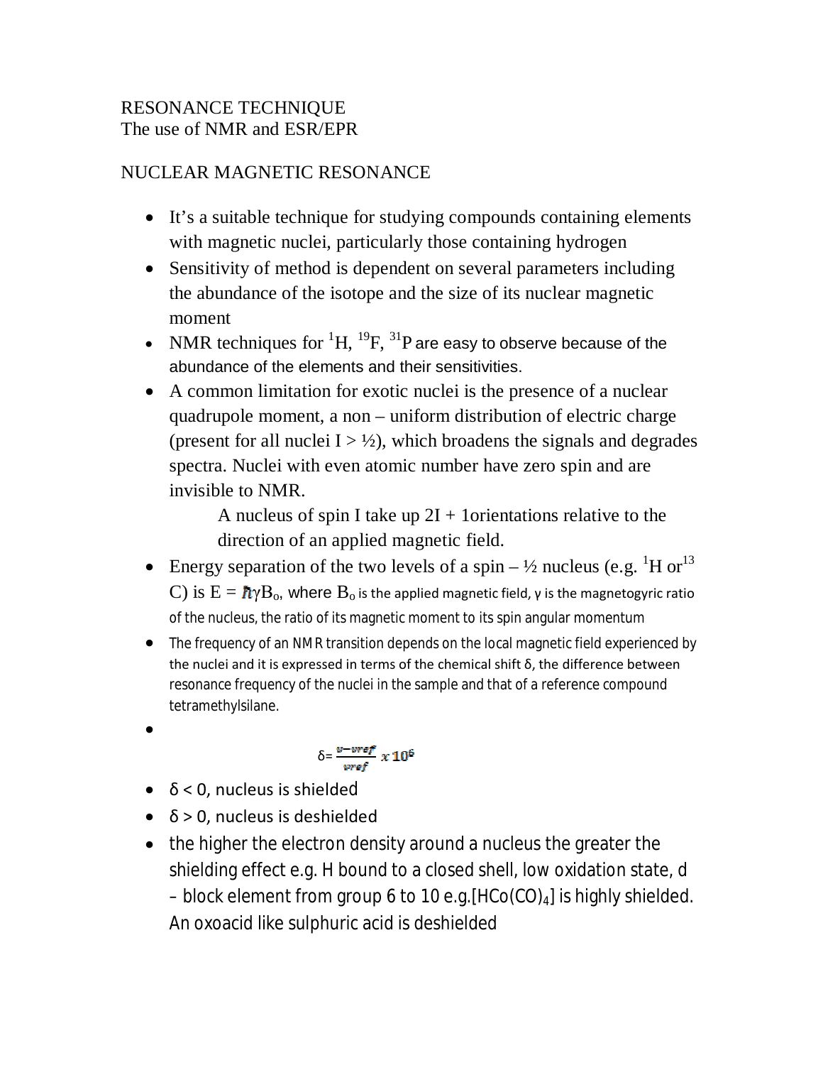RESONANCE TECHNIQUE
The use of NMR and ESR/EPR

NUCLEAR MAGNETIC RESONANCE

- It's a suitable technique for studying compounds containing elements with magnetic nuclei, particularly those containing hydrogen
- Sensitivity of method is dependent on several parameters including the abundance of the isotope and the size of its nuclear magnetic moment
- NMR techniques for $^{1}H$, $^{19}F$, $^{31}P$ are easy to observe because of the abundance of the elements and their sensitivities.
- A common limitation for exotic nuclei is the presence of a nuclear quadrupole moment, a non – uniform distribution of electric charge (present for all nuclei I > ½), which broadens the signals and degrades spectra. Nuclei with even atomic number have zero spin and are invisible to NMR.

  A nucleus of spin I take up 2I + 1orientations relative to the direction of an applied magnetic field.
- Energy separation of the two levels of a spin – ½ nucleus (e.g. $^{1}H$ or $^{13}C$) is $E = \hbar\gamma B_o$, where $B_o$ is the applied magnetic field, γ is the magnetogyric ratio of the nucleus, the ratio of its magnetic moment to its spin angular momentum
- The frequency of an NMR transition depends on the local magnetic field experienced by the nuclei and it is expressed in terms of the chemical shift δ, the difference between resonance frequency of the nuclei in the sample and that of a reference compound tetramethylsilane.
- $$\delta = \frac{\nu - \nu ref}{\nu ref} \times 10^6$$
- δ < 0, nucleus is shielded
- δ > 0, nucleus is deshielded
- the higher the electron density around a nucleus the greater the shielding effect e.g. H bound to a closed shell, low oxidation state, d – block element from group 6 to 10 e.g.[$HCo(CO)_4$] is highly shielded. An oxoacid like sulphuric acid is deshielded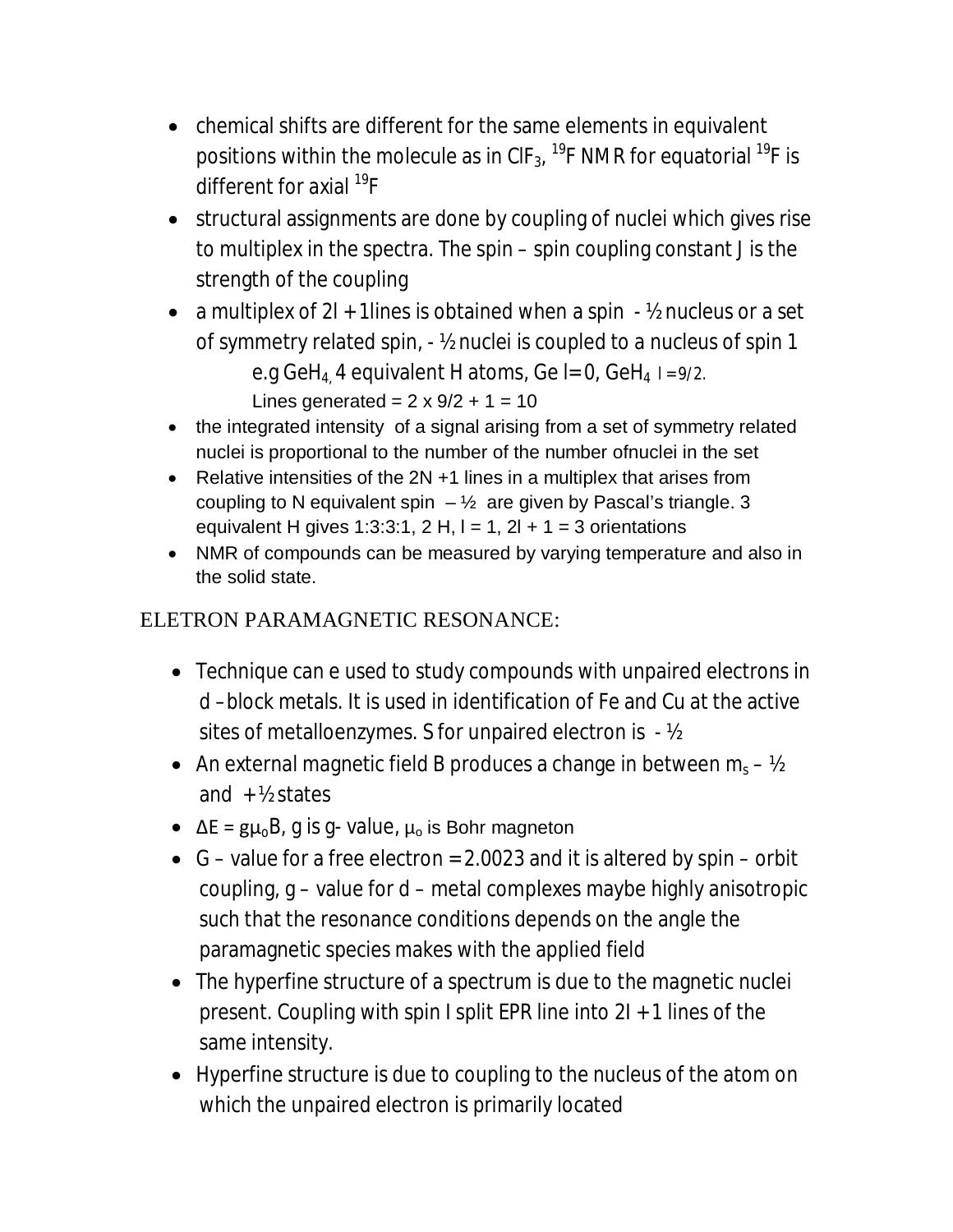- chemical shifts are different for the same elements in equivalent positions within the molecule as in $ClF_3$, $^{19}F$ NMR for equatorial $^{19}F$ is different for axial $^{19}F$
- structural assignments are done by coupling of nuclei which gives rise to multiplex in the spectra. The spin – spin coupling constant J is the strength of the coupling
- a multiplex of 2I + 1lines is obtained when a spin - ½ nucleus or a set of symmetry related spin, - ½ nuclei is coupled to a nucleus of spin 1

  e.g $GeH_4$, 4 equivalent H atoms, Ge I= 0, $GeH_4$ I = 9/2.

  Lines generated = 2 x 9/2 + 1 = 10
- the integrated intensity of a signal arising from a set of symmetry related nuclei is proportional to the number of the number ofnuclei in the set
- Relative intensities of the 2N +1 lines in a multiplex that arises from coupling to N equivalent spin – ½ are given by Pascal's triangle. 3 equivalent H gives 1:3:3:1, 2 H, I = 1, 2I + 1 = 3 orientations
- NMR of compounds can be measured by varying temperature and also in the solid state.

## ELETRON PARAMAGNETIC RESONANCE:

- Technique can e used to study compounds with unpaired electrons in d –block metals. It is used in identification of Fe and Cu at the active sites of metalloenzymes. S for unpaired electron is - ½
- An external magnetic field B produces a change in between $m_s$ – ½ and + ½ states
- $\Delta E = g\mu_0 B$, g is g- value, $\mu_o$ is Bohr magneton
- G – value for a free electron = 2.0023 and it is altered by spin – orbit coupling, g – value for d – metal complexes maybe highly anisotropic such that the resonance conditions depends on the angle the paramagnetic species makes with the applied field
- The hyperfine structure of a spectrum is due to the magnetic nuclei present. Coupling with spin I split EPR line into 2I + 1 lines of the same intensity.
- Hyperfine structure is due to coupling to the nucleus of the atom on which the unpaired electron is primarily located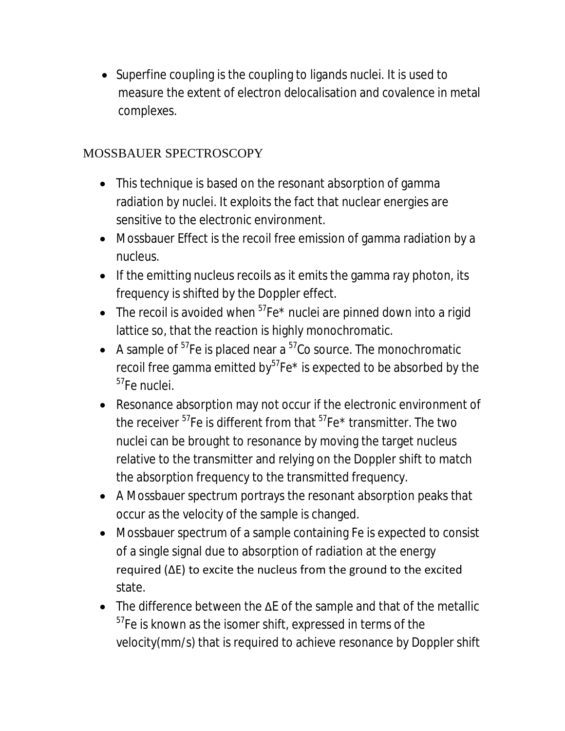- Superfine coupling is the coupling to ligands nuclei. It is used to measure the extent of electron delocalisation and covalence in metal complexes.

## MOSSBAUER SPECTROSCOPY

- This technique is based on the resonant absorption of gamma radiation by nuclei. It exploits the fact that nuclear energies are sensitive to the electronic environment.
- Mossbauer Effect is the recoil free emission of gamma radiation by a nucleus.
- If the emitting nucleus recoils as it emits the gamma ray photon, its frequency is shifted by the Doppler effect.
- The recoil is avoided when $^{57}Fe^*$ nuclei are pinned down into a rigid lattice so, that the reaction is highly monochromatic.
- A sample of $^{57}Fe$ is placed near a $^{57}Co$ source. The monochromatic recoil free gamma emitted by $^{57}Fe^*$ is expected to be absorbed by the $^{57}Fe$ nuclei.
- Resonance absorption may not occur if the electronic environment of the receiver $^{57}Fe$ is different from that $^{57}Fe^*$ transmitter. The two nuclei can be brought to resonance by moving the target nucleus relative to the transmitter and relying on the Doppler shift to match the absorption frequency to the transmitted frequency.
- A Mossbauer spectrum portrays the resonant absorption peaks that occur as the velocity of the sample is changed.
- Mossbauer spectrum of a sample containing Fe is expected to consist of a single signal due to absorption of radiation at the energy required ($\Delta E$) to excite the nucleus from the ground to the excited state.
- The difference between the $\Delta E$ of the sample and that of the metallic $^{57}Fe$ is known as the isomer shift, expressed in terms of the velocity(mm/s) that is required to achieve resonance by Doppler shift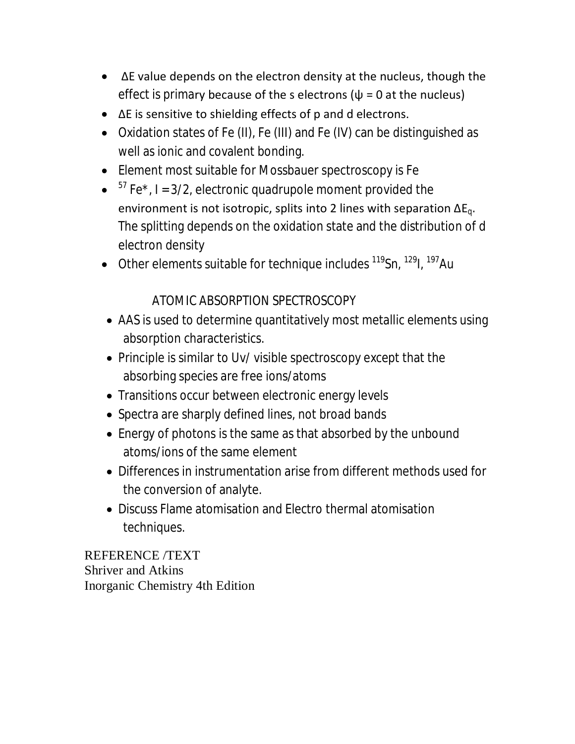- ΔE value depends on the electron density at the nucleus, though the effect is primary because of the s electrons (ψ = 0 at the nucleus)
- ΔE is sensitive to shielding effects of p and d electrons.
- Oxidation states of Fe (II), Fe (III) and Fe (IV) can be distinguished as well as ionic and covalent bonding.
- Element most suitable for Mossbauer spectroscopy is Fe
- $^{57}$Fe*, I = 3/2, electronic quadrupole moment provided the environment is not isotropic, splits into 2 lines with separation $\Delta E_q$. The splitting depends on the oxidation state and the distribution of d electron density
- Other elements suitable for technique includes $^{119}$Sn, $^{129}$I, $^{197}$Au

## ATOMIC ABSORPTION SPECTROSCOPY

- AAS is used to determine quantitatively most metallic elements using absorption characteristics.
- Principle is similar to Uv/ visible spectroscopy except that the absorbing species are free ions/atoms
- Transitions occur between electronic energy levels
- Spectra are sharply defined lines, not broad bands
- Energy of photons is the same as that absorbed by the unbound atoms/ions of the same element
- Differences in instrumentation arise from different methods used for the conversion of analyte.
- Discuss Flame atomisation and Electro thermal atomisation techniques.

REFERENCE /TEXT
Shriver and Atkins
Inorganic Chemistry 4th Edition